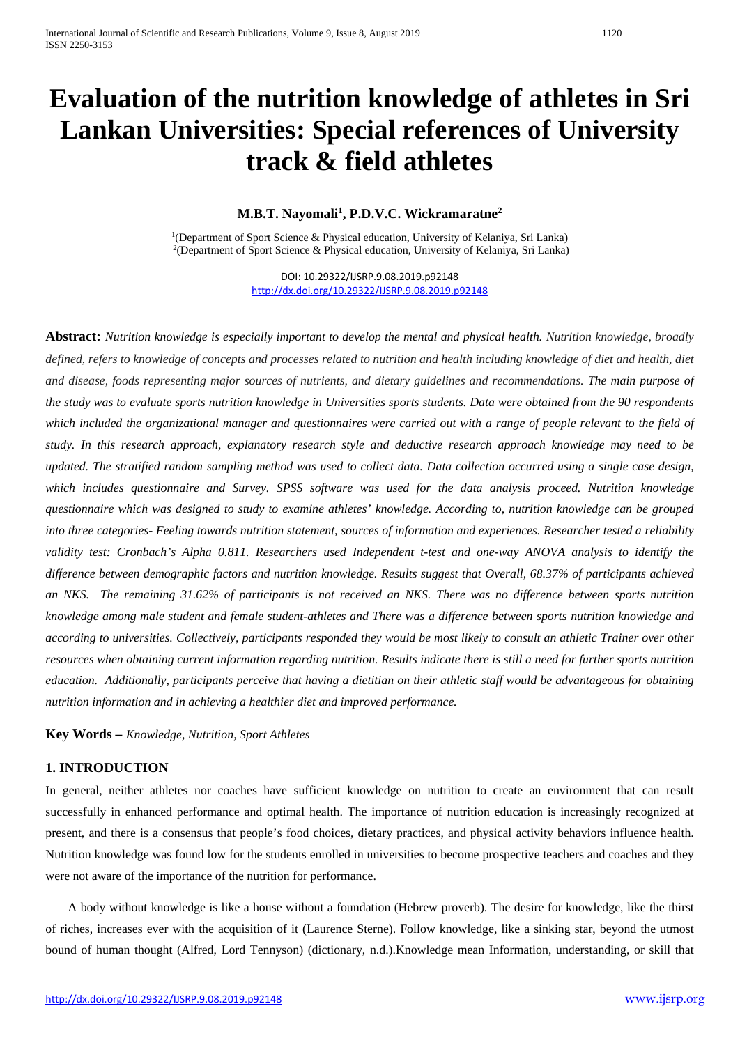# Evaluation of the nutrition knowledge of athletes in Sri Lankan Universities: Special references of University track & field athletes

**M.B.T. Nayomali[1], P.D.V.C. Wickramaratne[2]**

[1](Department of Sport Science & Physical education, University of Kelaniya, Sri Lanka)
[2](Department of Sport Science & Physical education, University of Kelaniya, Sri Lanka)

DOI: 10.29322/IJSRP.9.08.2019.p92148
http://dx.doi.org/10.29322/IJSRP.9.08.2019.p92148

**Abstract:** *Nutrition knowledge is especially important to develop the mental and physical health. Nutrition knowledge, broadly defined, refers to knowledge of concepts and processes related to nutrition and health including knowledge of diet and health, diet and disease, foods representing major sources of nutrients, and dietary guidelines and recommendations. The main purpose of the study was to evaluate sports nutrition knowledge in Universities sports students. Data were obtained from the 90 respondents which included the organizational manager and questionnaires were carried out with a range of people relevant to the field of study. In this research approach, explanatory research style and deductive research approach knowledge may need to be updated. The stratified random sampling method was used to collect data. Data collection occurred using a single case design, which includes questionnaire and Survey. SPSS software was used for the data analysis proceed. Nutrition knowledge questionnaire which was designed to study to examine athletes' knowledge. According to, nutrition knowledge can be grouped into three categories- Feeling towards nutrition statement, sources of information and experiences. Researcher tested a reliability validity test: Cronbach's Alpha 0.811. Researchers used Independent t-test and one-way ANOVA analysis to identify the difference between demographic factors and nutrition knowledge. Results suggest that Overall, 68.37% of participants achieved an NKS. The remaining 31.62% of participants is not received an NKS. There was no difference between sports nutrition knowledge among male student and female student-athletes and There was a difference between sports nutrition knowledge and according to universities. Collectively, participants responded they would be most likely to consult an athletic Trainer over other resources when obtaining current information regarding nutrition. Results indicate there is still a need for further sports nutrition education. Additionally, participants perceive that having a dietitian on their athletic staff would be advantageous for obtaining nutrition information and in achieving a healthier diet and improved performance.*

**Key Words –** *Knowledge, Nutrition, Sport Athletes*

## 1. INTRODUCTION

In general, neither athletes nor coaches have sufficient knowledge on nutrition to create an environment that can result successfully in enhanced performance and optimal health. The importance of nutrition education is increasingly recognized at present, and there is a consensus that people's food choices, dietary practices, and physical activity behaviors influence health. Nutrition knowledge was found low for the students enrolled in universities to become prospective teachers and coaches and they were not aware of the importance of the nutrition for performance.

A body without knowledge is like a house without a foundation (Hebrew proverb). The desire for knowledge, like the thirst of riches, increases ever with the acquisition of it (Laurence Sterne). Follow knowledge, like a sinking star, beyond the utmost bound of human thought (Alfred, Lord Tennyson) (dictionary, n.d.).Knowledge mean Information, understanding, or skill that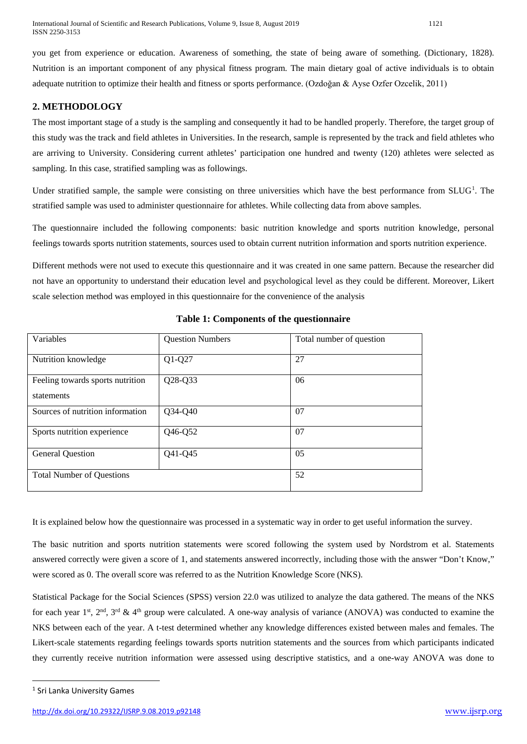you get from experience or education. Awareness of something, the state of being aware of something. (Dictionary, 1828). Nutrition is an important component of any physical fitness program. The main dietary goal of active individuals is to obtain adequate nutrition to optimize their health and fitness or sports performance. (Ozdoğan & Ayse Ozfer Ozcelik, 2011)

## 2. METHODOLOGY

The most important stage of a study is the sampling and consequently it had to be handled properly. Therefore, the target group of this study was the track and field athletes in Universities. In the research, sample is represented by the track and field athletes who are arriving to University. Considering current athletes' participation one hundred and twenty (120) athletes were selected as sampling. In this case, stratified sampling was as followings.

Under stratified sample, the sample were consisting on three universities which have the best performance from SLUG[1]. The stratified sample was used to administer questionnaire for athletes. While collecting data from above samples.

The questionnaire included the following components: basic nutrition knowledge and sports nutrition knowledge, personal feelings towards sports nutrition statements, sources used to obtain current nutrition information and sports nutrition experience.

Different methods were not used to execute this questionnaire and it was created in one same pattern. Because the researcher did not have an opportunity to understand their education level and psychological level as they could be different. Moreover, Likert scale selection method was employed in this questionnaire for the convenience of the analysis

**Table 1: Components of the questionnaire**

| Variables | Question Numbers | Total number of question |
|---|---|---|
| Nutrition knowledge | Q1-Q27 | 27 |
| Feeling towards sports nutrition statements | Q28-Q33 | 06 |
| Sources of nutrition information | Q34-Q40 | 07 |
| Sports nutrition experience | Q46-Q52 | 07 |
| General Question | Q41-Q45 | 05 |
| Total Number of Questions | | 52 |

It is explained below how the questionnaire was processed in a systematic way in order to get useful information the survey.

The basic nutrition and sports nutrition statements were scored following the system used by Nordstrom et al. Statements answered correctly were given a score of 1, and statements answered incorrectly, including those with the answer "Don't Know," were scored as 0. The overall score was referred to as the Nutrition Knowledge Score (NKS).

Statistical Package for the Social Sciences (SPSS) version 22.0 was utilized to analyze the data gathered. The means of the NKS for each year 1st, 2nd, 3rd & 4th group were calculated. A one-way analysis of variance (ANOVA) was conducted to examine the NKS between each of the year. A t-test determined whether any knowledge differences existed between males and females. The Likert-scale statements regarding feelings towards sports nutrition statements and the sources from which participants indicated they currently receive nutrition information were assessed using descriptive statistics, and a one-way ANOVA was done to

[1] Sri Lanka University Games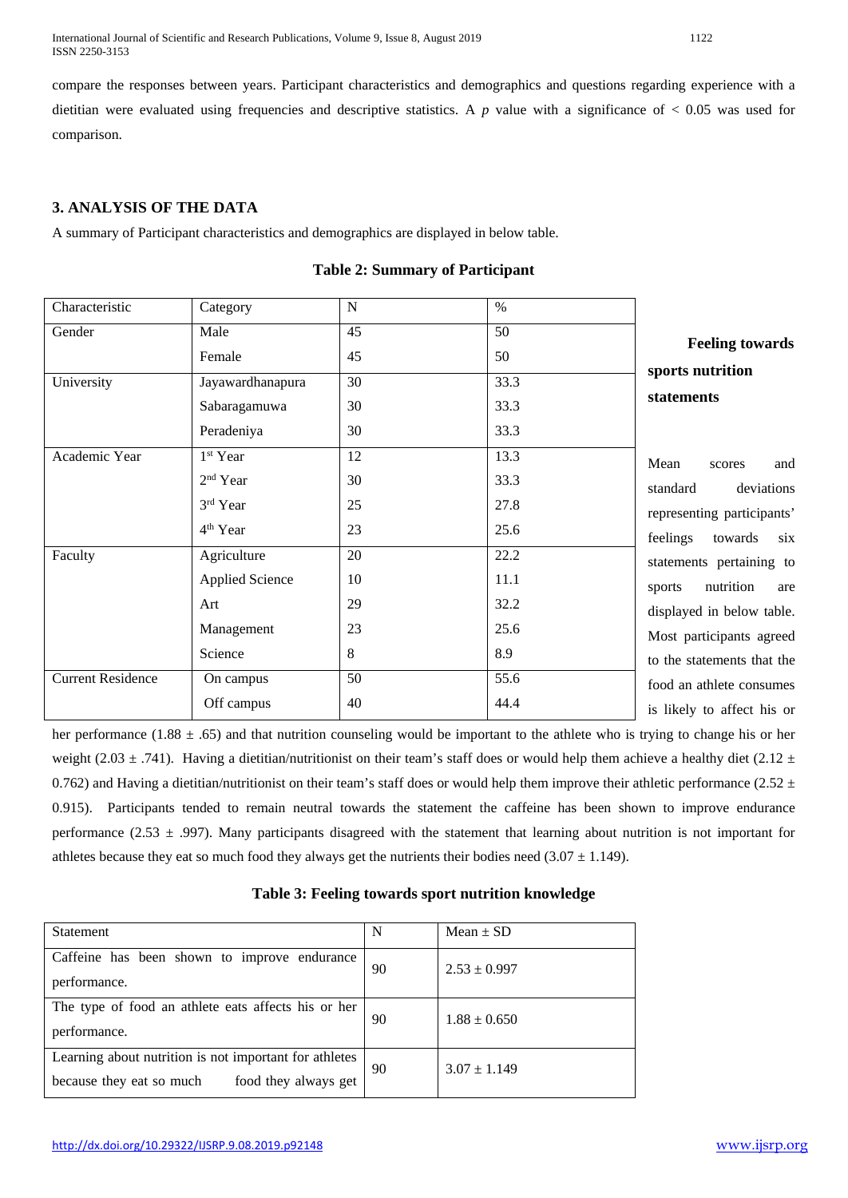compare the responses between years. Participant characteristics and demographics and questions regarding experience with a dietitian were evaluated using frequencies and descriptive statistics. A $p$ value with a significance of $< 0.05$ was used for comparison.

## 3. ANALYSIS OF THE DATA

A summary of Participant characteristics and demographics are displayed in below table.

**Table 2: Summary of Participant**

| Characteristic | Category | N | % |
|---|---|---|---|
| Gender | Male | 45 | 50 |
| | Female | 45 | 50 |
| University | Jayawardhanapura | 30 | 33.3 |
| | Sabaragamuwa | 30 | 33.3 |
| | Peradeniya | 30 | 33.3 |
| Academic Year | 1st Year | 12 | 13.3 |
| | 2nd Year | 30 | 33.3 |
| | 3rd Year | 25 | 27.8 |
| | 4th Year | 23 | 25.6 |
| Faculty | Agriculture | 20 | 22.2 |
| | Applied Science | 10 | 11.1 |
| | Art | 29 | 32.2 |
| | Management | 23 | 25.6 |
| | Science | 8 | 8.9 |
| Current Residence | On campus | 50 | 55.6 |
| | Off campus | 40 | 44.4 |

**Feeling towards sports nutrition statements**

Mean scores and standard deviations representing participants' feelings towards six statements pertaining to sports nutrition are displayed in below table. Most participants agreed to the statements that the food an athlete consumes is likely to affect his or her performance (1.88 ± .65) and that nutrition counseling would be important to the athlete who is trying to change his or her weight (2.03 ± .741). Having a dietitian/nutritionist on their team's staff does or would help them achieve a healthy diet (2.12 ± 0.762) and Having a dietitian/nutritionist on their team's staff does or would help them improve their athletic performance (2.52 ± 0.915). Participants tended to remain neutral towards the statement the caffeine has been shown to improve endurance performance (2.53 ± .997). Many participants disagreed with the statement that learning about nutrition is not important for athletes because they eat so much food they always get the nutrients their bodies need (3.07 ± 1.149).

**Table 3: Feeling towards sport nutrition knowledge**

| Statement | N | Mean ± SD |
|---|---|---|
| Caffeine has been shown to improve endurance performance. | 90 | 2.53 ± 0.997 |
| The type of food an athlete eats affects his or her performance. | 90 | 1.88 ± 0.650 |
| Learning about nutrition is not important for athletes because they eat so much food they always get | 90 | 3.07 ± 1.149 |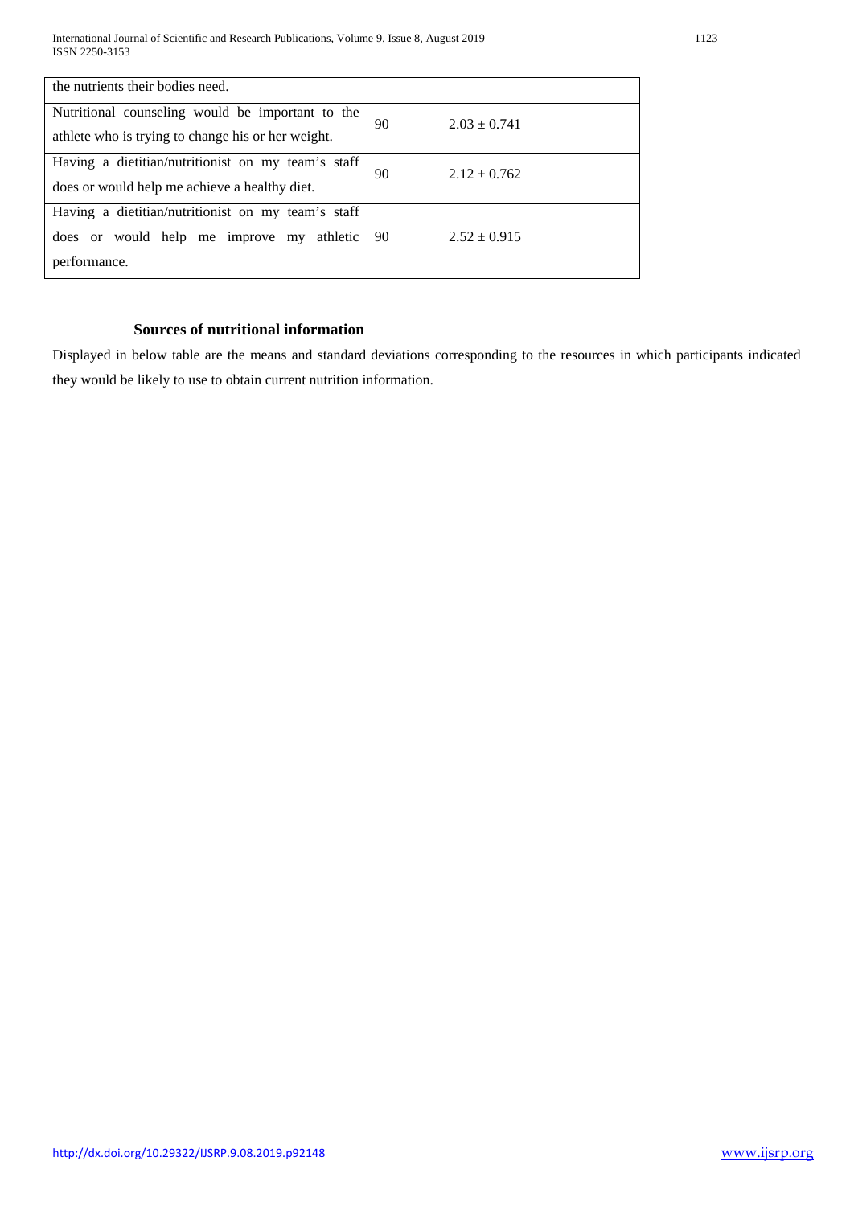| | | |
|---|---|---|
| the nutrients their bodies need. | | |
| Nutritional counseling would be important to the athlete who is trying to change his or her weight. | 90 | $2.03 \pm 0.741$ |
| Having a dietitian/nutritionist on my team's staff does or would help me achieve a healthy diet. | 90 | $2.12 \pm 0.762$ |
| Having a dietitian/nutritionist on my team's staff does or would help me improve my athletic performance. | 90 | $2.52 \pm 0.915$ |

### Sources of nutritional information

Displayed in below table are the means and standard deviations corresponding to the resources in which participants indicated they would be likely to use to obtain current nutrition information.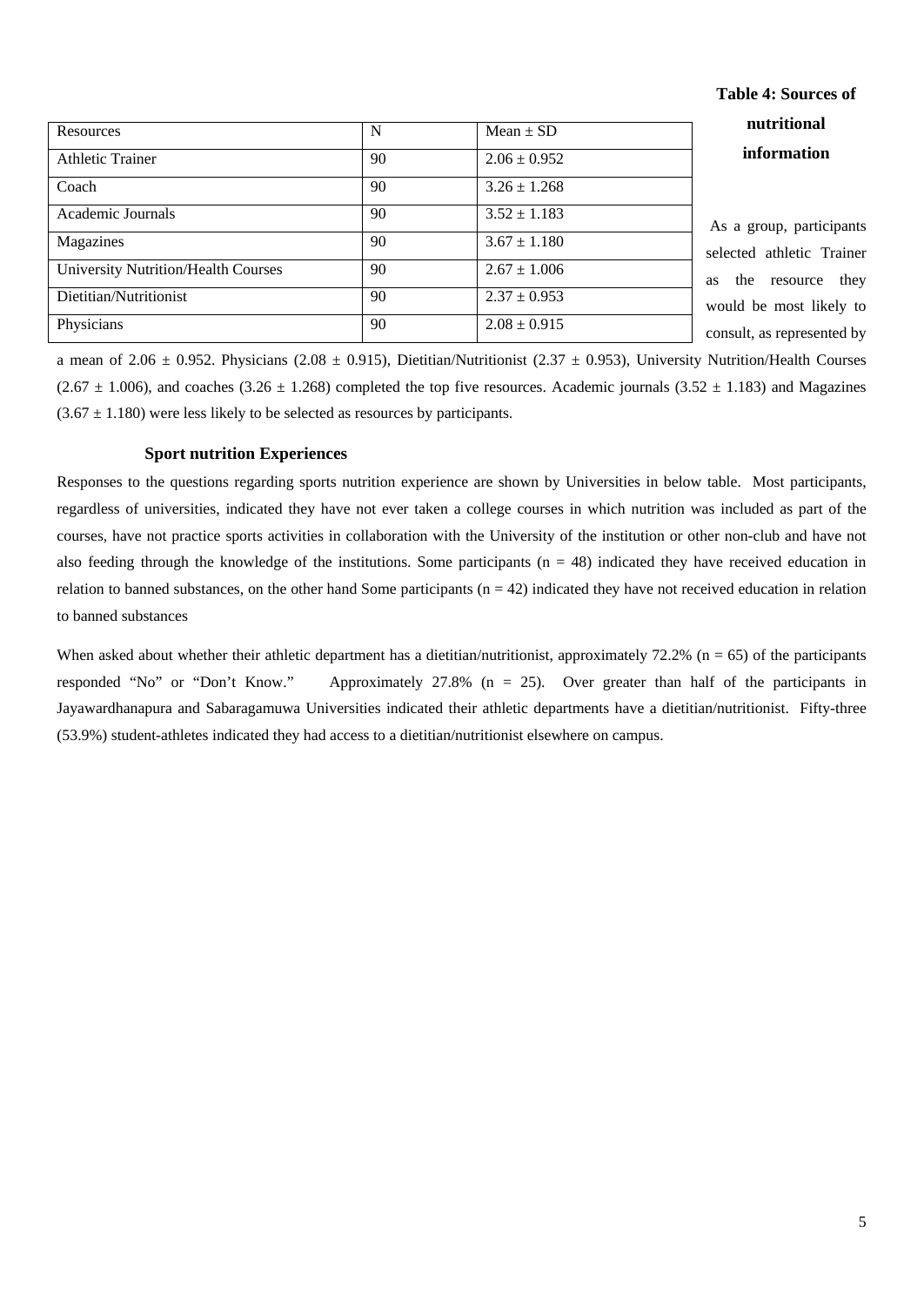**Table 4: Sources of nutritional information**

| Resources | N | Mean ± SD |
|---|---|---|
| Athletic Trainer | 90 | 2.06 ± 0.952 |
| Coach | 90 | 3.26 ± 1.268 |
| Academic Journals | 90 | 3.52 ± 1.183 |
| Magazines | 90 | 3.67 ± 1.180 |
| University Nutrition/Health Courses | 90 | 2.67 ± 1.006 |
| Dietitian/Nutritionist | 90 | 2.37 ± 0.953 |
| Physicians | 90 | 2.08 ± 0.915 |

As a group, participants selected athletic Trainer as the resource they would be most likely to consult, as represented by a mean of 2.06 ± 0.952. Physicians (2.08 ± 0.915), Dietitian/Nutritionist (2.37 ± 0.953), University Nutrition/Health Courses (2.67 ± 1.006), and coaches (3.26 ± 1.268) completed the top five resources. Academic journals (3.52 ± 1.183) and Magazines (3.67 ± 1.180) were less likely to be selected as resources by participants.

**Sport nutrition Experiences**

Responses to the questions regarding sports nutrition experience are shown by Universities in below table. Most participants, regardless of universities, indicated they have not ever taken a college courses in which nutrition was included as part of the courses, have not practice sports activities in collaboration with the University of the institution or other non-club and have not also feeding through the knowledge of the institutions. Some participants ($n = 48$) indicated they have received education in relation to banned substances, on the other hand Some participants ($n = 42$) indicated they have not received education in relation to banned substances

When asked about whether their athletic department has a dietitian/nutritionist, approximately 72.2% ($n = 65$) of the participants responded "No" or "Don't Know." Approximately 27.8% ($n = 25$). Over greater than half of the participants in Jayawardhanapura and Sabaragamuwa Universities indicated their athletic departments have a dietitian/nutritionist. Fifty-three (53.9%) student-athletes indicated they had access to a dietitian/nutritionist elsewhere on campus.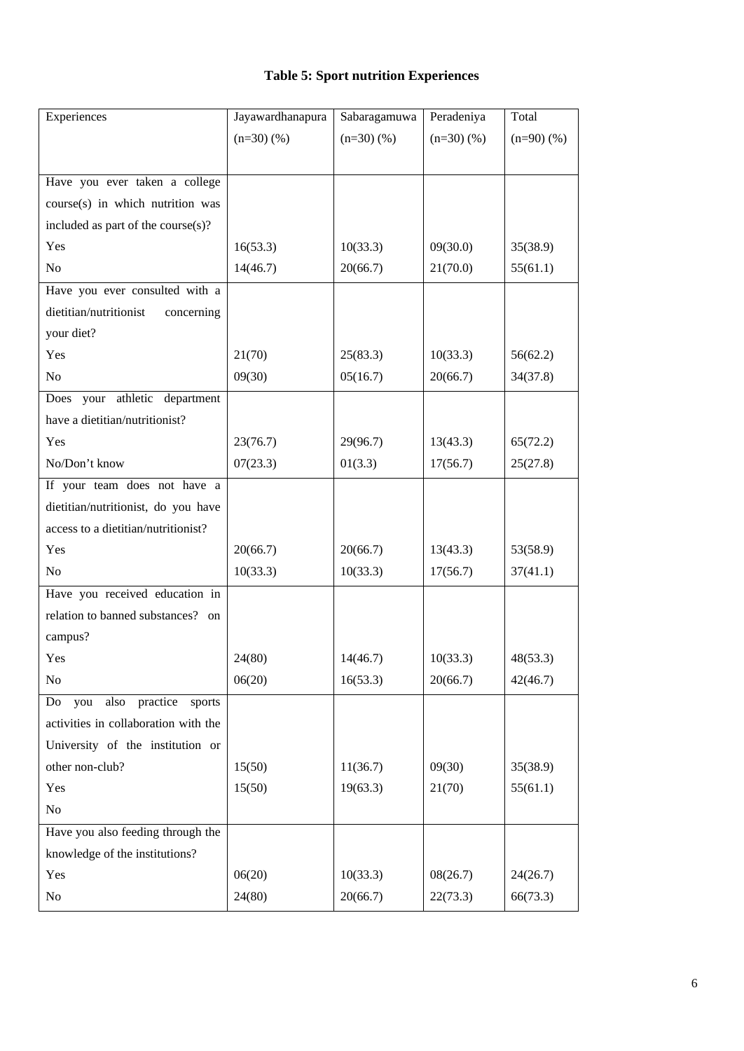**Table 5: Sport nutrition Experiences**

| Experiences | Jayawardhanapura (n=30) (%) | Sabaragamuwa (n=30) (%) | Peradeniya (n=30) (%) | Total (n=90) (%) |
|---|---|---|---|---|
| Have you ever taken a college course(s) in which nutrition was included as part of the course(s)? | | | | |
| Yes | 16(53.3) | 10(33.3) | 09(30.0) | 35(38.9) |
| No | 14(46.7) | 20(66.7) | 21(70.0) | 55(61.1) |
| Have you ever consulted with a dietitian/nutritionist concerning your diet? | | | | |
| Yes | 21(70) | 25(83.3) | 10(33.3) | 56(62.2) |
| No | 09(30) | 05(16.7) | 20(66.7) | 34(37.8) |
| Does your athletic department have a dietitian/nutritionist? | | | | |
| Yes | 23(76.7) | 29(96.7) | 13(43.3) | 65(72.2) |
| No/Don't know | 07(23.3) | 01(3.3) | 17(56.7) | 25(27.8) |
| If your team does not have a dietitian/nutritionist, do you have access to a dietitian/nutritionist? | | | | |
| Yes | 20(66.7) | 20(66.7) | 13(43.3) | 53(58.9) |
| No | 10(33.3) | 10(33.3) | 17(56.7) | 37(41.1) |
| Have you received education in relation to banned substances? on campus? | | | | |
| Yes | 24(80) | 14(46.7) | 10(33.3) | 48(53.3) |
| No | 06(20) | 16(53.3) | 20(66.7) | 42(46.7) |
| Do you also practice sports activities in collaboration with the University of the institution or other non-club? | 15(50) | 11(36.7) | 09(30) | 35(38.9) |
| Yes | 15(50) | 19(63.3) | 21(70) | 55(61.1) |
| No | | | | |
| Have you also feeding through the knowledge of the institutions? | | | | |
| Yes | 06(20) | 10(33.3) | 08(26.7) | 24(26.7) |
| No | 24(80) | 20(66.7) | 22(73.3) | 66(73.3) |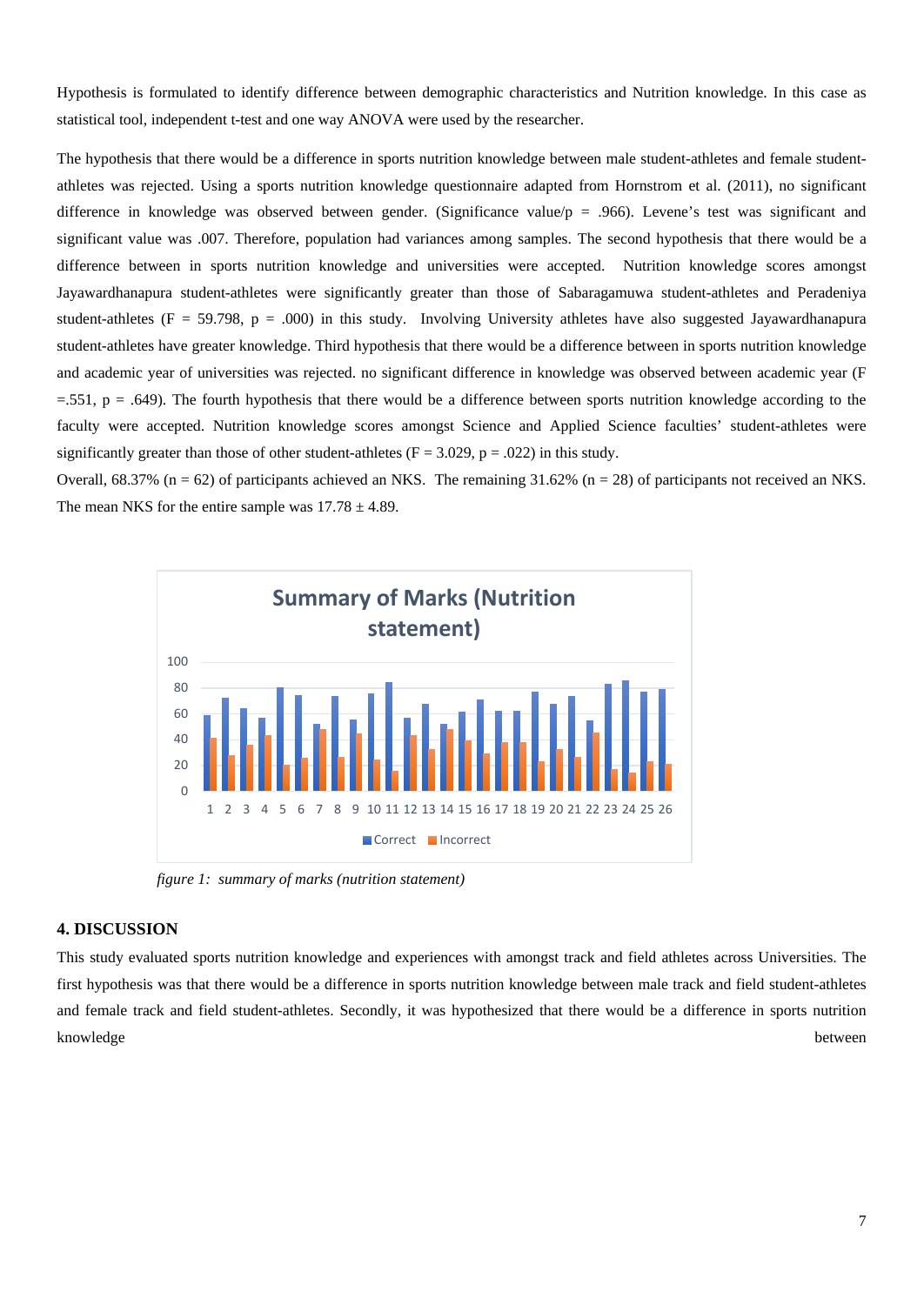Hypothesis is formulated to identify difference between demographic characteristics and Nutrition knowledge. In this case as statistical tool, independent t-test and one way ANOVA were used by the researcher.

The hypothesis that there would be a difference in sports nutrition knowledge between male student-athletes and female student-athletes was rejected. Using a sports nutrition knowledge questionnaire adapted from Hornstrom et al. (2011), no significant difference in knowledge was observed between gender. (Significance value/p = .966). Levene's test was significant and significant value was .007. Therefore, population had variances among samples. The second hypothesis that there would be a difference between in sports nutrition knowledge and universities were accepted. Nutrition knowledge scores amongst Jayawardhanapura student-athletes were significantly greater than those of Sabaragamuwa student-athletes and Peradeniya student-athletes ($F = 59.798$, $p = .000$) in this study. Involving University athletes have also suggested Jayawardhanapura student-athletes have greater knowledge. Third hypothesis that there would be a difference between in sports nutrition knowledge and academic year of universities was rejected. no significant difference in knowledge was observed between academic year ($F = .551$, $p = .649$). The fourth hypothesis that there would be a difference between sports nutrition knowledge according to the faculty were accepted. Nutrition knowledge scores amongst Science and Applied Science faculties' student-athletes were significantly greater than those of other student-athletes ($F = 3.029$, $p = .022$) in this study.
Overall, 68.37% (n = 62) of participants achieved an NKS. The remaining 31.62% (n = 28) of participants not received an NKS. The mean NKS for the entire sample was $17.78 \pm 4.89$.

*figure 1: summary of marks (nutrition statement)*

## 4. DISCUSSION

This study evaluated sports nutrition knowledge and experiences with amongst track and field athletes across Universities. The first hypothesis was that there would be a difference in sports nutrition knowledge between male track and field student-athletes and female track and field student-athletes. Secondly, it was hypothesized that there would be a difference in sports nutrition knowledge between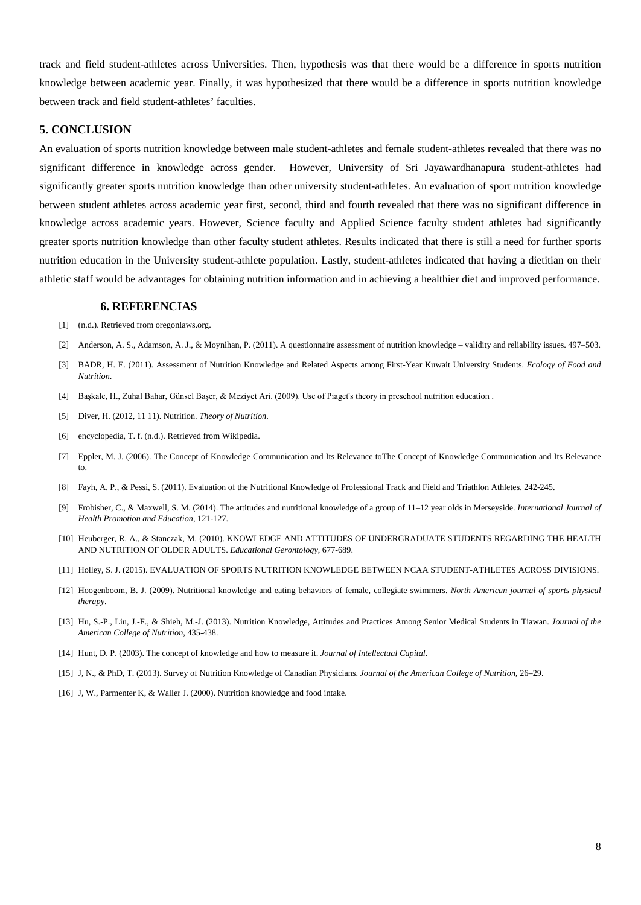track and field student-athletes across Universities. Then, hypothesis was that there would be a difference in sports nutrition knowledge between academic year. Finally, it was hypothesized that there would be a difference in sports nutrition knowledge between track and field student-athletes' faculties.

## 5. CONCLUSION

An evaluation of sports nutrition knowledge between male student-athletes and female student-athletes revealed that there was no significant difference in knowledge across gender. However, University of Sri Jayawardhanapura student-athletes had significantly greater sports nutrition knowledge than other university student-athletes. An evaluation of sport nutrition knowledge between student athletes across academic year first, second, third and fourth revealed that there was no significant difference in knowledge across academic years. However, Science faculty and Applied Science faculty student athletes had significantly greater sports nutrition knowledge than other faculty student athletes. Results indicated that there is still a need for further sports nutrition education in the University student-athlete population. Lastly, student-athletes indicated that having a dietitian on their athletic staff would be advantages for obtaining nutrition information and in achieving a healthier diet and improved performance.

## 6. REFERENCIAS

[1] (n.d.). Retrieved from oregonlaws.org.

[2] Anderson, A. S., Adamson, A. J., & Moynihan, P. (2011). A questionnaire assessment of nutrition knowledge – validity and reliability issues. 497–503.

[3] BADR, H. E. (2011). Assessment of Nutrition Knowledge and Related Aspects among First-Year Kuwait University Students. *Ecology of Food and Nutrition*.

[4] Başkale, H., Zuhal Bahar, Günsel Başer, & Meziyet Ari. (2009). Use of Piaget's theory in preschool nutrition education .

[5] Diver, H. (2012, 11 11). Nutrition. *Theory of Nutrition*.

[6] encyclopedia, T. f. (n.d.). Retrieved from Wikipedia.

[7] Eppler, M. J. (2006). The Concept of Knowledge Communication and Its Relevance toThe Concept of Knowledge Communication and Its Relevance to.

[8] Fayh, A. P., & Pessi, S. (2011). Evaluation of the Nutritional Knowledge of Professional Track and Field and Triathlon Athletes. 242-245.

[9] Frobisher, C., & Maxwell, S. M. (2014). The attitudes and nutritional knowledge of a group of 11–12 year olds in Merseyside. *International Journal of Health Promotion and Education*, 121-127.

[10] Heuberger, R. A., & Stanczak, M. (2010). KNOWLEDGE AND ATTITUDES OF UNDERGRADUATE STUDENTS REGARDING THE HEALTH AND NUTRITION OF OLDER ADULTS. *Educational Gerontology*, 677-689.

[11] Holley, S. J. (2015). EVALUATION OF SPORTS NUTRITION KNOWLEDGE BETWEEN NCAA STUDENT-ATHLETES ACROSS DIVISIONS.

[12] Hoogenboom, B. J. (2009). Nutritional knowledge and eating behaviors of female, collegiate swimmers. *North American journal of sports physical therapy*.

[13] Hu, S.-P., Liu, J.-F., & Shieh, M.-J. (2013). Nutrition Knowledge, Attitudes and Practices Among Senior Medical Students in Tiawan. *Journal of the American College of Nutrition*, 435-438.

[14] Hunt, D. P. (2003). The concept of knowledge and how to measure it. *Journal of Intellectual Capital*.

[15] J, N., & PhD, T. (2013). Survey of Nutrition Knowledge of Canadian Physicians. *Journal of the American College of Nutrition*, 26–29.

[16] J, W., Parmenter K, & Waller J. (2000). Nutrition knowledge and food intake.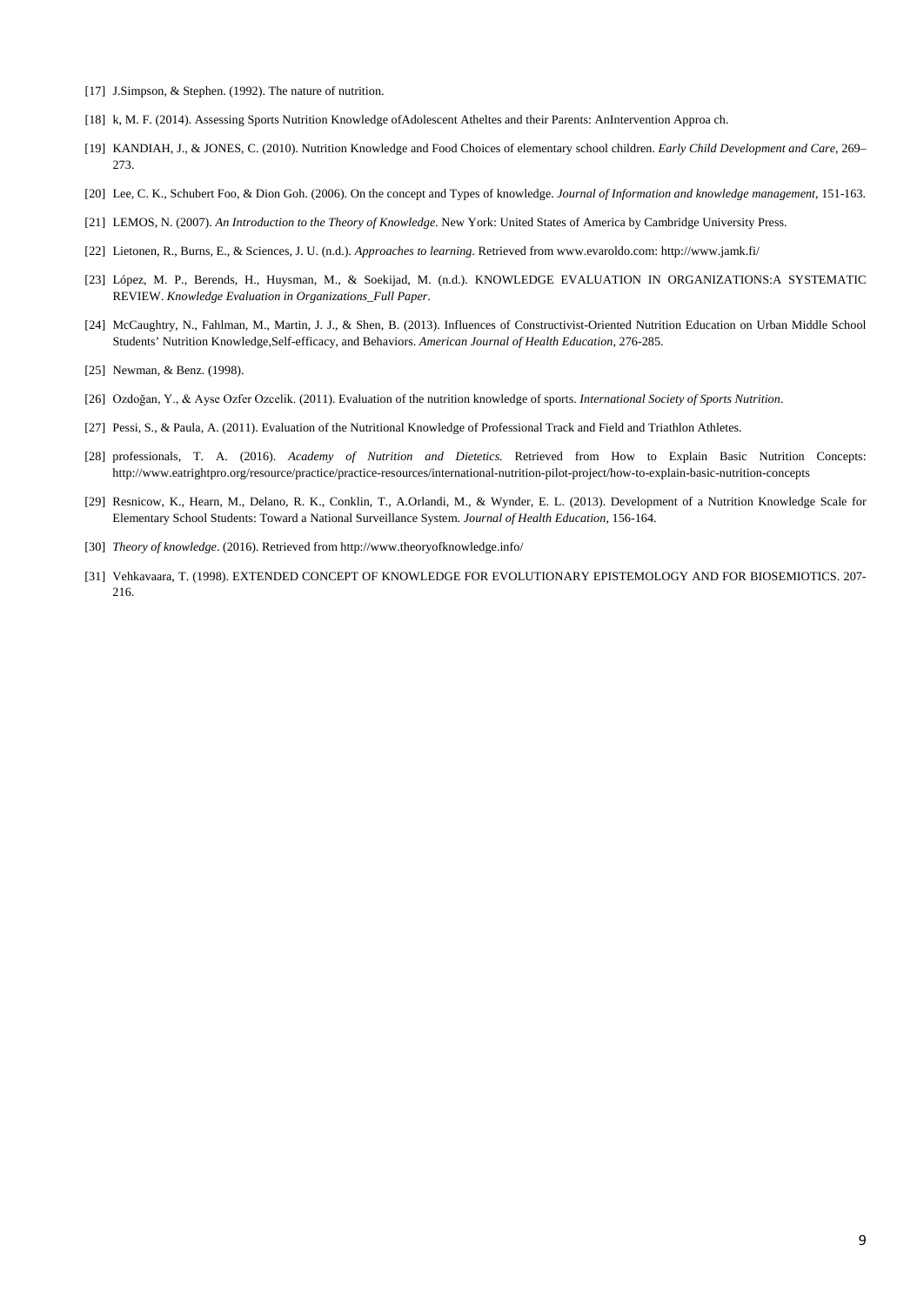[17] J.Simpson, & Stephen. (1992). The nature of nutrition.

[18] k, M. F. (2014). Assessing Sports Nutrition Knowledge ofAdolescent Atheltes and their Parents: AnIntervention Approa ch.

[19] KANDIAH, J., & JONES, C. (2010). Nutrition Knowledge and Food Choices of elementary school children. *Early Child Development and Care*, 269–273.

[20] Lee, C. K., Schubert Foo, & Dion Goh. (2006). On the concept and Types of knowledge. *Journal of Information and knowledge management*, 151-163.

[21] LEMOS, N. (2007). *An Introduction to the Theory of Knowledge.* New York: United States of America by Cambridge University Press.

[22] Lietonen, R., Burns, E., & Sciences, J. U. (n.d.). *Approaches to learning*. Retrieved from www.evaroldo.com: http://www.jamk.fi/

[23] López, M. P., Berends, H., Huysman, M., & Soekijad, M. (n.d.). KNOWLEDGE EVALUATION IN ORGANIZATIONS:A SYSTEMATIC REVIEW. *Knowledge Evaluation in Organizations_Full Paper*.

[24] McCaughtry, N., Fahlman, M., Martin, J. J., & Shen, B. (2013). Influences of Constructivist-Oriented Nutrition Education on Urban Middle School Students' Nutrition Knowledge,Self-efficacy, and Behaviors. *American Journal of Health Education*, 276-285.

[25] Newman, & Benz. (1998).

[26] Ozdoğan, Y., & Ayse Ozfer Ozcelik. (2011). Evaluation of the nutrition knowledge of sports. *International Society of Sports Nutrition*.

[27] Pessi, S., & Paula, A. (2011). Evaluation of the Nutritional Knowledge of Professional Track and Field and Triathlon Athletes.

[28] professionals, T. A. (2016). *Academy of Nutrition and Dietetics.* Retrieved from How to Explain Basic Nutrition Concepts: http://www.eatrightpro.org/resource/practice/practice-resources/international-nutrition-pilot-project/how-to-explain-basic-nutrition-concepts

[29] Resnicow, K., Hearn, M., Delano, R. K., Conklin, T., A.Orlandi, M., & Wynder, E. L. (2013). Development of a Nutrition Knowledge Scale for Elementary School Students: Toward a National Surveillance System. *Journal of Health Education*, 156-164.

[30] *Theory of knowledge*. (2016). Retrieved from http://www.theoryofknowledge.info/

[31] Vehkavaara, T. (1998). EXTENDED CONCEPT OF KNOWLEDGE FOR EVOLUTIONARY EPISTEMOLOGY AND FOR BIOSEMIOTICS. 207-216.